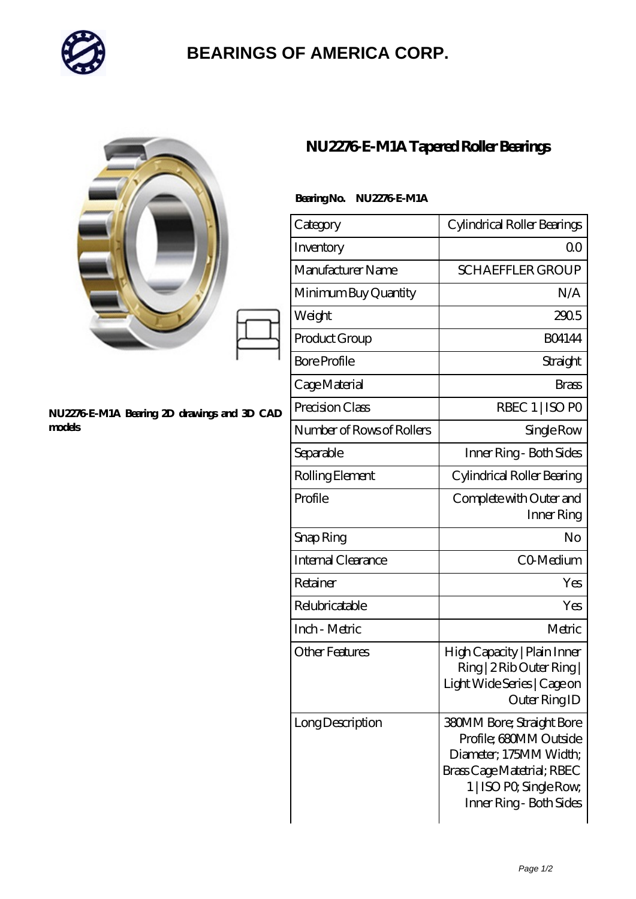# BEARINGS OF AMERICA CORP.

NU2276-E-M1A Bearing 2D drawings and 3D CAD models

## NU2276-E-M1A Tapered Roller Bearings

**Bearing No. NU2276-E-M1A**

| Category | Cylindrical Roller Bearings |
|---|---|
| Inventory | 0.0 |
| Manufacturer Name | SCHAEFFLER GROUP |
| Minimum Buy Quantity | N/A |
| Weight | 290.5 |
| Product Group | B04144 |
| Bore Profile | Straight |
| Cage Material | Brass |
| Precision Class | RBEC 1 \| ISO P0 |
| Number of Rows of Rollers | Single Row |
| Separable | Inner Ring - Both Sides |
| Rolling Element | Cylindrical Roller Bearing |
| Profile | Complete with Outer and Inner Ring |
| Snap Ring | No |
| Internal Clearance | C0-Medium |
| Retainer | Yes |
| Relubricatable | Yes |
| Inch - Metric | Metric |
| Other Features | High Capacity \| Plain Inner Ring \| 2 Rib Outer Ring \| Light Wide Series \| Cage on Outer Ring ID |
| Long Description | 380MM Bore; Straight Bore Profile; 680MM Outside Diameter; 175MM Width; Brass Cage Matetrial; RBEC 1 \| ISO P0; Single Row; Inner Ring - Both Sides |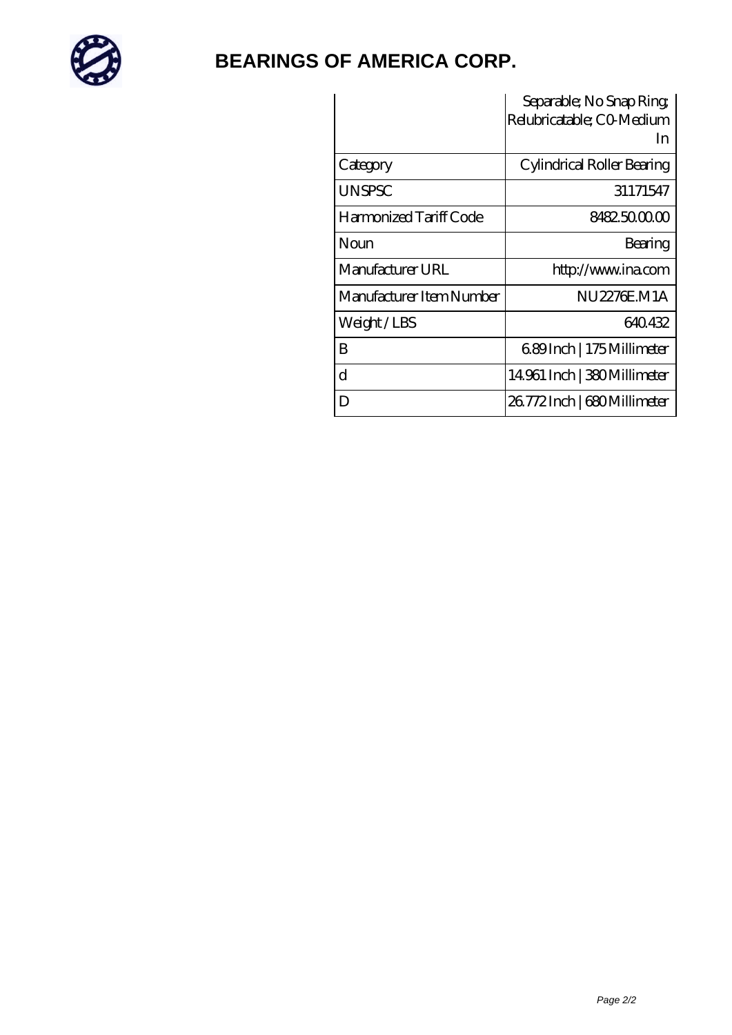# BEARINGS OF AMERICA CORP.

| | |
|---|---|
| | Separable; No Snap Ring; Relubricatable; C0-Medium In |
| Category | Cylindrical Roller Bearing |
| UNSPSC | 31171547 |
| Harmonized Tariff Code | 8482.50.00.00 |
| Noun | Bearing |
| Manufacturer URL | http://www.ina.com |
| Manufacturer Item Number | NU2276E.M1A |
| Weight / LBS | 640.432 |
| B | 6.89 Inch \| 175 Millimeter |
| d | 14.961 Inch \| 380 Millimeter |
| D | 26.772 Inch \| 680 Millimeter |